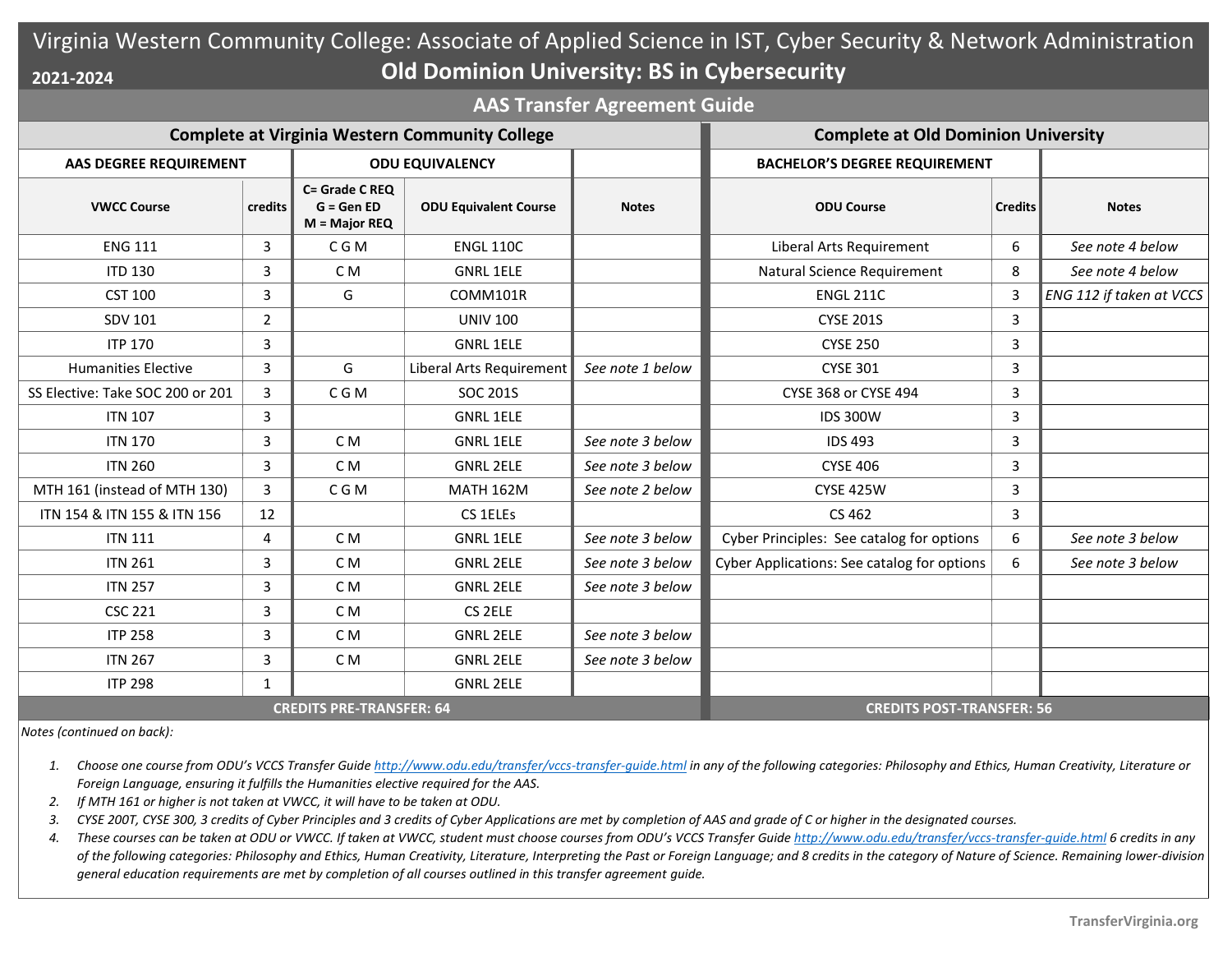# Virginia Western Community College: Associate of Applied Science in IST, Cyber Security & Network Administration

## Old Dominion University: BS in Cybersecurity

2021-2024

### AAS Transfer Agreement Guide

| Complete at Virginia Western Community College | | | | | Complete at Old Dominion University | | |
|---|---|---|---|---|---|---|---|
| **AAS DEGREE REQUIREMENT** | | **ODU EQUIVALENCY** | | | **BACHELOR'S DEGREE REQUIREMENT** | | |
| **VWCC Course** | **credits** | **C= Grade C REQ G = Gen ED M = Major REQ** | **ODU Equivalent Course** | **Notes** | **ODU Course** | **Credits** | **Notes** |
| ENG 111 | 3 | C G M | ENGL 110C | | Liberal Arts Requirement | 6 | *See note 4 below* |
| ITD 130 | 3 | C M | GNRL 1ELE | | Natural Science Requirement | 8 | *See note 4 below* |
| CST 100 | 3 | G | COMM101R | | ENGL 211C | 3 | *ENG 112 if taken at VCCS* |
| SDV 101 | 2 | | UNIV 100 | | CYSE 201S | 3 | |
| ITP 170 | 3 | | GNRL 1ELE | | CYSE 250 | 3 | |
| Humanities Elective | 3 | G | Liberal Arts Requirement | *See note 1 below* | CYSE 301 | 3 | |
| SS Elective: Take SOC 200 or 201 | 3 | C G M | SOC 201S | | CYSE 368 or CYSE 494 | 3 | |
| ITN 107 | 3 | | GNRL 1ELE | | IDS 300W | 3 | |
| ITN 170 | 3 | C M | GNRL 1ELE | *See note 3 below* | IDS 493 | 3 | |
| ITN 260 | 3 | C M | GNRL 2ELE | *See note 3 below* | CYSE 406 | 3 | |
| MTH 161 (instead of MTH 130) | 3 | C G M | MATH 162M | *See note 2 below* | CYSE 425W | 3 | |
| ITN 154 & ITN 155 & ITN 156 | 12 | | CS 1ELEs | | CS 462 | 3 | |
| ITN 111 | 4 | C M | GNRL 1ELE | *See note 3 below* | Cyber Principles: See catalog for options | 6 | *See note 3 below* |
| ITN 261 | 3 | C M | GNRL 2ELE | *See note 3 below* | Cyber Applications: See catalog for options | 6 | *See note 3 below* |
| ITN 257 | 3 | C M | GNRL 2ELE | *See note 3 below* | | | |
| CSC 221 | 3 | C M | CS 2ELE | | | | |
| ITP 258 | 3 | C M | GNRL 2ELE | *See note 3 below* | | | |
| ITN 267 | 3 | C M | GNRL 2ELE | *See note 3 below* | | | |
| ITP 298 | 1 | | GNRL 2ELE | | | | |
| **CREDITS PRE-TRANSFER: 64** | | | | | **CREDITS POST-TRANSFER: 56** | | |

*Notes (continued on back):*

1. *Choose one course from ODU's VCCS Transfer Guide http://www.odu.edu/transfer/vccs-transfer-guide.html in any of the following categories: Philosophy and Ethics, Human Creativity, Literature or Foreign Language, ensuring it fulfills the Humanities elective required for the AAS.*
2. *If MTH 161 or higher is not taken at VWCC, it will have to be taken at ODU.*
3. *CYSE 200T, CYSE 300, 3 credits of Cyber Principles and 3 credits of Cyber Applications are met by completion of AAS and grade of C or higher in the designated courses.*
4. *These courses can be taken at ODU or VWCC. If taken at VWCC, student must choose courses from ODU's VCCS Transfer Guide http://www.odu.edu/transfer/vccs-transfer-guide.html 6 credits in any of the following categories: Philosophy and Ethics, Human Creativity, Literature, Interpreting the Past or Foreign Language; and 8 credits in the category of Nature of Science. Remaining lower-division general education requirements are met by completion of all courses outlined in this transfer agreement guide.*

TransferVirginia.org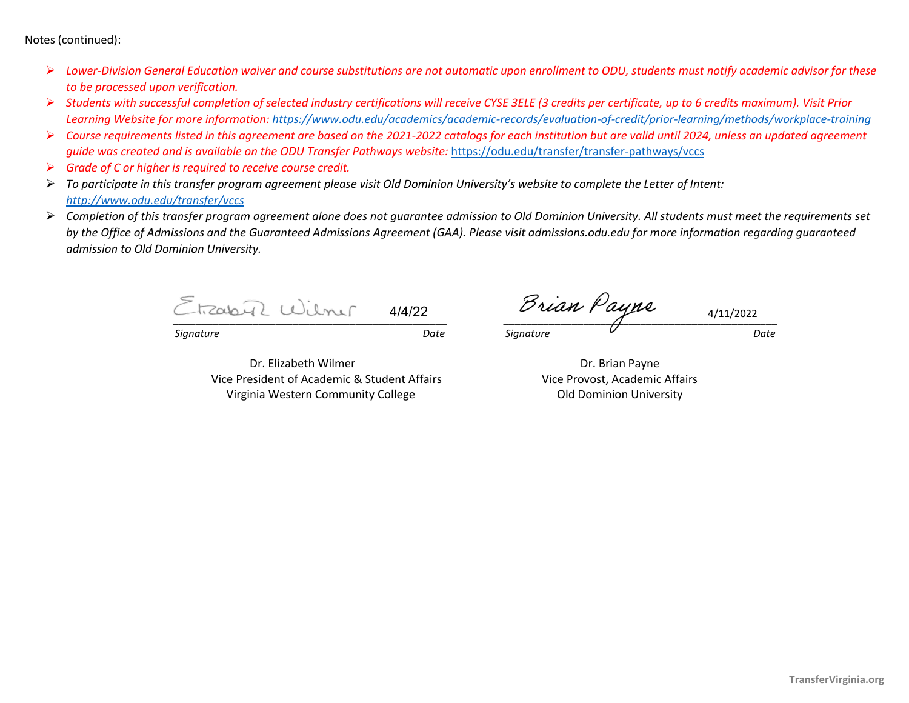Notes (continued):

- *Lower-Division General Education waiver and course substitutions are not automatic upon enrollment to ODU, students must notify academic advisor for these to be processed upon verification.*
- *Students with successful completion of selected industry certifications will receive CYSE 3ELE (3 credits per certificate, up to 6 credits maximum). Visit Prior Learning Website for more information: https://www.odu.edu/academics/academic-records/evaluation-of-credit/prior-learning/methods/workplace-training*
- *Course requirements listed in this agreement are based on the 2021-2022 catalogs for each institution but are valid until 2024, unless an updated agreement guide was created and is available on the ODU Transfer Pathways website:* https://odu.edu/transfer/transfer-pathways/vccs
- *Grade of C or higher is required to receive course credit.*
- *To participate in this transfer program agreement please visit Old Dominion University's website to complete the Letter of Intent: http://www.odu.edu/transfer/vccs*
- *Completion of this transfer program agreement alone does not guarantee admission to Old Dominion University. All students must meet the requirements set by the Office of Admissions and the Guaranteed Admissions Agreement (GAA). Please visit admissions.odu.edu for more information regarding guaranteed admission to Old Dominion University.*

Elizabeth Wilmer 4/4/22
*Signature* *Date*

Dr. Elizabeth Wilmer
Vice President of Academic & Student Affairs
Virginia Western Community College

Brian Payne 4/11/2022
*Signature* *Date*

Dr. Brian Payne
Vice Provost, Academic Affairs
Old Dominion University